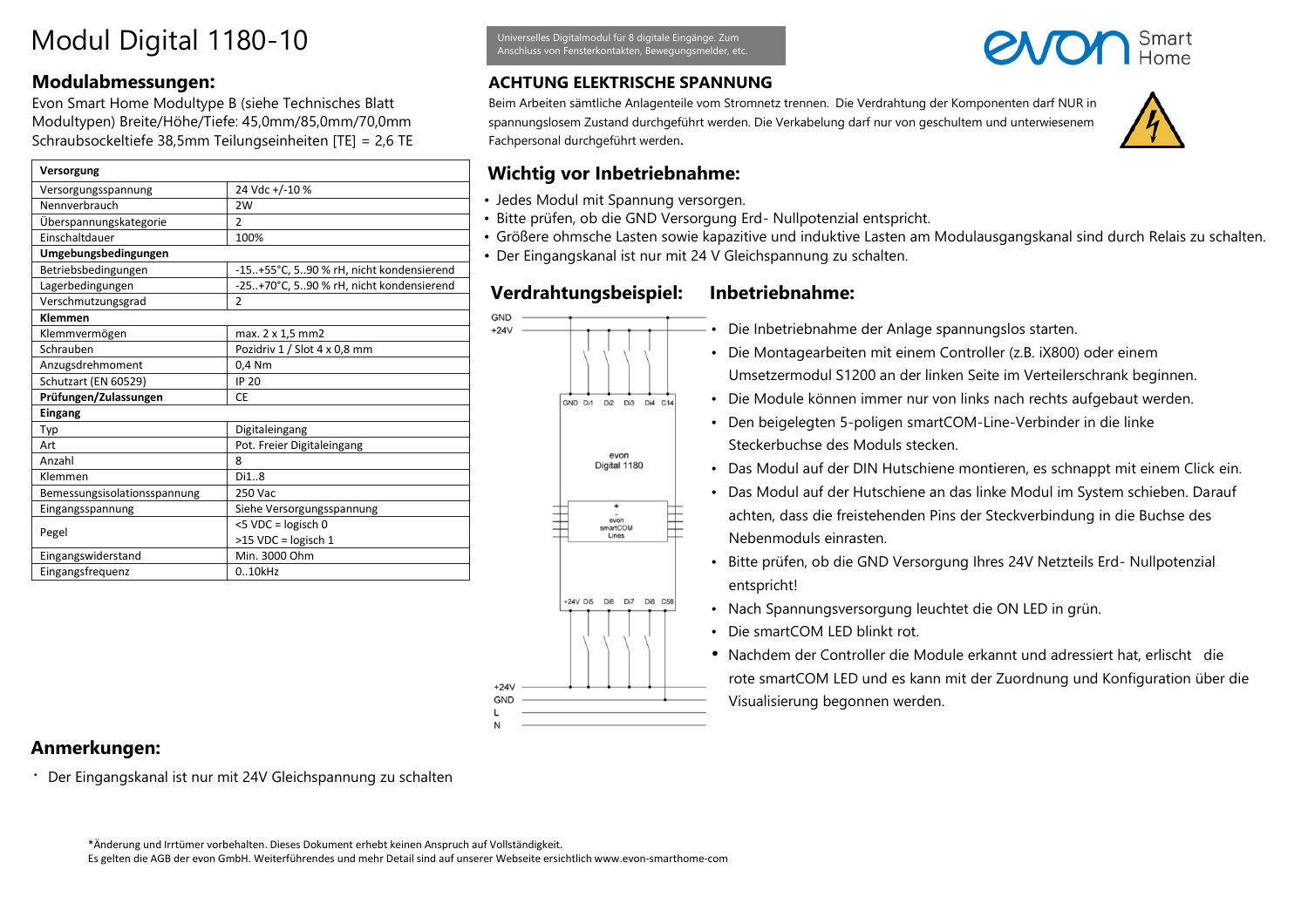# Modul Digital 1180-10

Universelles Digitalmodul für 8 digitale Eingänge. Zum Anschluss von Fensterkontakten, Bewegungsmelder, etc.

## Modulabmessungen:

Evon Smart Home Modultype B (siehe Technisches Blatt Modultypen) Breite/Höhe/Tiefe: 45,0mm/85,0mm/70,0mm Schraubsockeltiefe 38,5mm Teilungseinheiten [TE] = 2,6 TE

| **Versorgung** | |
|---|---|
| Versorgungsspannung | 24 Vdc +/-10 % |
| Nennverbrauch | 2W |
| Überspannungskategorie | 2 |
| Einschaltdauer | 100% |
| **Umgebungsbedingungen** | |
| Betriebsbedingungen | -15..+55°C, 5..90 % rH, nicht kondensierend |
| Lagerbedingungen | -25..+70°C, 5..90 % rH, nicht kondensierend |
| Verschmutzungsgrad | 2 |
| **Klemmen** | |
| Klemmvermögen | max. 2 x 1,5 mm2 |
| Schrauben | Pozidriv 1 / Slot 4 x 0,8 mm |
| Anzugsdrehmoment | 0,4 Nm |
| Schutzart (EN 60529) | IP 20 |
| **Prüfungen/Zulassungen** | CE |
| **Eingang** | |
| Typ | Digitaleingang |
| Art | Pot. Freier Digitaleingang |
| Anzahl | 8 |
| Klemmen | Di1..8 |
| Bemessungsisolationsspannung | 250 Vac |
| Eingangsspannung | Siehe Versorgungsspannung |
| Pegel | <5 VDC = logisch 0<br>>15 VDC = logisch 1 |
| Eingangswiderstand | Min. 3000 Ohm |
| Eingangsfrequenz | 0..10kHz |

### ACHTUNG ELEKTRISCHE SPANNUNG

Beim Arbeiten sämtliche Anlagenteile vom Stromnetz trennen. Die Verdrahtung der Komponenten darf NUR in spannungslosem Zustand durchgeführt werden. Die Verkabelung darf nur von geschultem und unterwiesenem Fachpersonal durchgeführt werden.

## Wichtig vor Inbetriebnahme:

- Jedes Modul mit Spannung versorgen.
- Bitte prüfen, ob die GND Versorgung Erd- Nullpotenzial entspricht.
- Größere ohmsche Lasten sowie kapazitive und induktive Lasten am Modulausgangskanal sind durch Relais zu schalten.
- Der Eingangskanal ist nur mit 24 V Gleichspannung zu schalten.

## Verdrahtungsbeispiel:

GND, +24V, GND Di1 Di2 Di3 Di4 C14, evon Digital 1180, + - evon smartCOM Lines, +24V Di5 Di6 Di7 Di8 C58, +24V, GND, L, N

## Inbetriebnahme:

- Die Inbetriebnahme der Anlage spannungslos starten.
- Die Montagearbeiten mit einem Controller (z.B. iX800) oder einem Umsetzermodul S1200 an der linken Seite im Verteilerschrank beginnen.
- Die Module können immer nur von links nach rechts aufgebaut werden.
- Den beigelegten 5-poligen smartCOM-Line-Verbinder in die linke Steckerbuchse des Moduls stecken.
- Das Modul auf der DIN Hutschiene montieren, es schnappt mit einem Click ein.
- Das Modul auf der Hutschiene an das linke Modul im System schieben. Darauf achten, dass die freistehenden Pins der Steckverbindung in die Buchse des Nebenmoduls einrasten.
- Bitte prüfen, ob die GND Versorgung Ihres 24V Netzteils Erd- Nullpotenzial entspricht!
- Nach Spannungsversorgung leuchtet die ON LED in grün.
- Die smartCOM LED blinkt rot.
- Nachdem der Controller die Module erkannt und adressiert hat, erlischt die rote smartCOM LED und es kann mit der Zuordnung und Konfiguration über die Visualisierung begonnen werden.

## Anmerkungen:

- Der Eingangskanal ist nur mit 24V Gleichspannung zu schalten

*Änderung und Irrtümer vorbehalten. Dieses Dokument erhebt keinen Anspruch auf Vollständigkeit.
Es gelten die AGB der evon GmbH. Weiterführendes und mehr Detail sind auf unserer Webseite ersichtlich www.evon-smarthome-com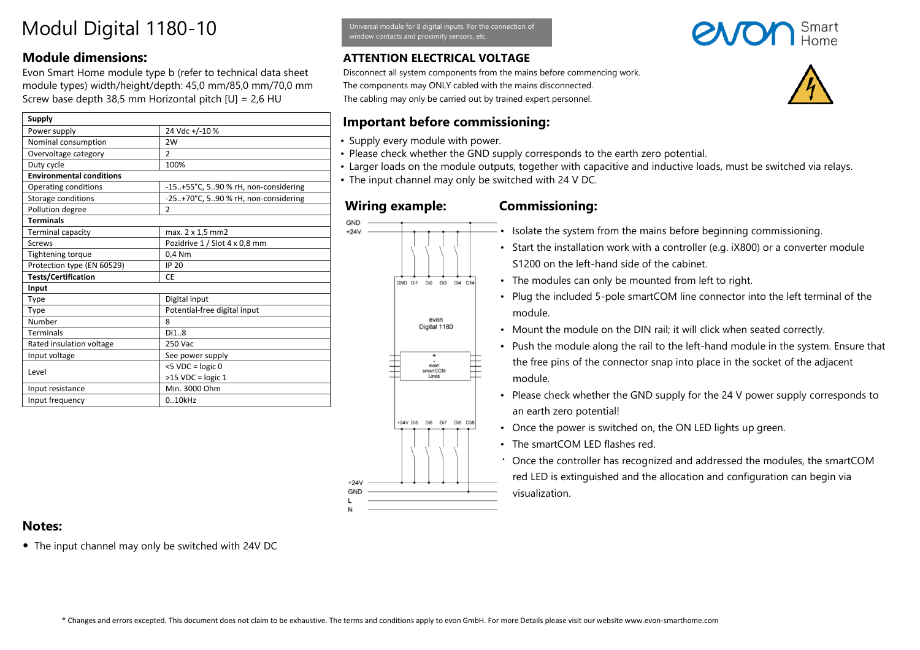# Modul Digital 1180-10

Universal module for 8 digital inputs. For the connection of window contacts and proximity sensors, etc.

## Module dimensions:

Evon Smart Home module type b (refer to technical data sheet module types) width/height/depth: 45,0 mm/85,0 mm/70,0 mm
Screw base depth 38,5 mm Horizontal pitch [U] = 2,6 HU

| | |
|---|---|
| **Supply** | |
| Power supply | 24 Vdc +/-10 % |
| Nominal consumption | 2W |
| Overvoltage category | 2 |
| Duty cycle | 100% |
| **Environmental conditions** | |
| Operating conditions | -15..+55°C, 5..90 % rH, non-considering |
| Storage conditions | -25..+70°C, 5..90 % rH, non-considering |
| Pollution degree | 2 |
| **Terminals** | |
| Terminal capacity | max. 2 x 1,5 mm2 |
| Screws | Pozidrive 1 / Slot 4 x 0,8 mm |
| Tightening torque | 0,4 Nm |
| Protection type (EN 60529) | IP 20 |
| **Tests/Certification** | CE |
| **Input** | |
| Type | Digital input |
| Type | Potential-free digital input |
| Number | 8 |
| Terminals | Di1..8 |
| Rated insulation voltage | 250 Vac |
| Input voltage | See power supply |
| Level | <5 VDC = logic 0<br>>15 VDC = logic 1 |
| Input resistance | Min. 3000 Ohm |
| Input frequency | 0..10kHz |

## ATTENTION ELECTRICAL VOLTAGE

Disconnect all system components from the mains before commencing work.
The components may ONLY cabled with the mains disconnected.
The cabling may only be carried out by trained expert personnel.

## Important before commissioning:

- Supply every module with power.
- Please check whether the GND supply corresponds to the earth zero potential.
- Larger loads on the module outputs, together with capacitive and inductive loads, must be switched via relays.
- The input channel may only be switched with 24 V DC.

## Wiring example:

GND
+24V
GND Di1 Di2 Di3 Di4 C14
evon
Digital 1180
+
-
evon
smartCOM
Lines
+24V Di5 Di6 Di7 Di8 C58
+24V
GND
L
N

## Commissioning:

- Isolate the system from the mains before beginning commissioning.
- Start the installation work with a controller (e.g. iX800) or a converter module S1200 on the left-hand side of the cabinet.
- The modules can only be mounted from left to right.
- Plug the included 5-pole smartCOM line connector into the left terminal of the module.
- Mount the module on the DIN rail; it will click when seated correctly.
- Push the module along the rail to the left-hand module in the system. Ensure that the free pins of the connector snap into place in the socket of the adjacent module.
- Please check whether the GND supply for the 24 V power supply corresponds to an earth zero potential!
- Once the power is switched on, the ON LED lights up green.
- The smartCOM LED flashes red.
- Once the controller has recognized and addressed the modules, the smartCOM red LED is extinguished and the allocation and configuration can begin via visualization.

## Notes:

- The input channel may only be switched with 24V DC

\* Changes and errors excepted. This document does not claim to be exhaustive. The terms and conditions apply to evon GmbH. For more Details please visit our website www.evon-smarthome.com